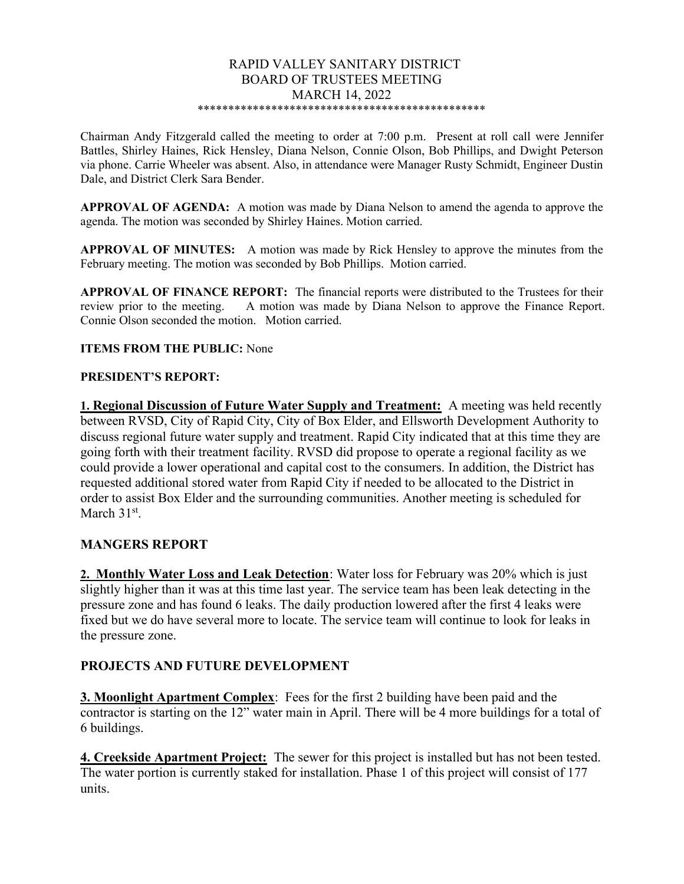# RAPID VALLEY SANITARY DISTRICT
## BOARD OF TRUSTEES MEETING
## MARCH 14, 2022

***********************************************

Chairman Andy Fitzgerald called the meeting to order at 7:00 p.m. Present at roll call were Jennifer Battles, Shirley Haines, Rick Hensley, Diana Nelson, Connie Olson, Bob Phillips, and Dwight Peterson via phone. Carrie Wheeler was absent. Also, in attendance were Manager Rusty Schmidt, Engineer Dustin Dale, and District Clerk Sara Bender.

**APPROVAL OF AGENDA:** A motion was made by Diana Nelson to amend the agenda to approve the agenda. The motion was seconded by Shirley Haines. Motion carried.

**APPROVAL OF MINUTES:** A motion was made by Rick Hensley to approve the minutes from the February meeting. The motion was seconded by Bob Phillips. Motion carried.

**APPROVAL OF FINANCE REPORT:** The financial reports were distributed to the Trustees for their review prior to the meeting. A motion was made by Diana Nelson to approve the Finance Report. Connie Olson seconded the motion. Motion carried.

**ITEMS FROM THE PUBLIC:** None

**PRESIDENT'S REPORT:**

**1. Regional Discussion of Future Water Supply and Treatment:** A meeting was held recently between RVSD, City of Rapid City, City of Box Elder, and Ellsworth Development Authority to discuss regional future water supply and treatment. Rapid City indicated that at this time they are going forth with their treatment facility. RVSD did propose to operate a regional facility as we could provide a lower operational and capital cost to the consumers. In addition, the District has requested additional stored water from Rapid City if needed to be allocated to the District in order to assist Box Elder and the surrounding communities. Another meeting is scheduled for March 31st.

## MANGERS REPORT

**2. Monthly Water Loss and Leak Detection**: Water loss for February was 20% which is just slightly higher than it was at this time last year. The service team has been leak detecting in the pressure zone and has found 6 leaks. The daily production lowered after the first 4 leaks were fixed but we do have several more to locate. The service team will continue to look for leaks in the pressure zone.

## PROJECTS AND FUTURE DEVELOPMENT

**3. Moonlight Apartment Complex**: Fees for the first 2 building have been paid and the contractor is starting on the 12" water main in April. There will be 4 more buildings for a total of 6 buildings.

**4. Creekside Apartment Project:** The sewer for this project is installed but has not been tested. The water portion is currently staked for installation. Phase 1 of this project will consist of 177 units.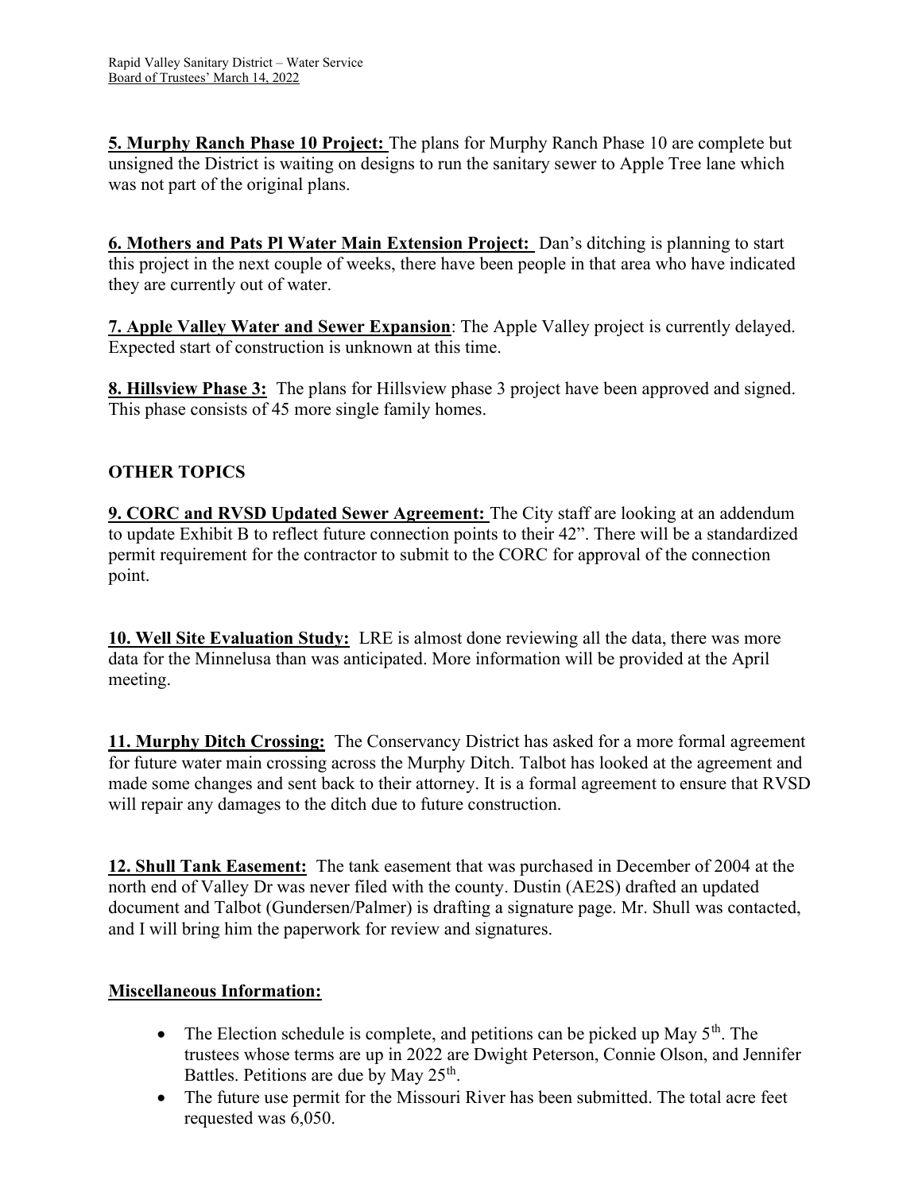**5. Murphy Ranch Phase 10 Project:** The plans for Murphy Ranch Phase 10 are complete but unsigned the District is waiting on designs to run the sanitary sewer to Apple Tree lane which was not part of the original plans.

**6. Mothers and Pats Pl Water Main Extension Project:** Dan's ditching is planning to start this project in the next couple of weeks, there have been people in that area who have indicated they are currently out of water.

**7. Apple Valley Water and Sewer Expansion**: The Apple Valley project is currently delayed. Expected start of construction is unknown at this time.

**8. Hillsview Phase 3:** The plans for Hillsview phase 3 project have been approved and signed. This phase consists of 45 more single family homes.

## OTHER TOPICS

**9. CORC and RVSD Updated Sewer Agreement:** The City staff are looking at an addendum to update Exhibit B to reflect future connection points to their 42". There will be a standardized permit requirement for the contractor to submit to the CORC for approval of the connection point.

**10. Well Site Evaluation Study:** LRE is almost done reviewing all the data, there was more data for the Minnelusa than was anticipated. More information will be provided at the April meeting.

**11. Murphy Ditch Crossing:** The Conservancy District has asked for a more formal agreement for future water main crossing across the Murphy Ditch. Talbot has looked at the agreement and made some changes and sent back to their attorney. It is a formal agreement to ensure that RVSD will repair any damages to the ditch due to future construction.

**12. Shull Tank Easement:** The tank easement that was purchased in December of 2004 at the north end of Valley Dr was never filed with the county. Dustin (AE2S) drafted an updated document and Talbot (Gundersen/Palmer) is drafting a signature page. Mr. Shull was contacted, and I will bring him the paperwork for review and signatures.

**Miscellaneous Information:**

- The Election schedule is complete, and petitions can be picked up May 5th. The trustees whose terms are up in 2022 are Dwight Peterson, Connie Olson, and Jennifer Battles. Petitions are due by May 25th.
- The future use permit for the Missouri River has been submitted. The total acre feet requested was 6,050.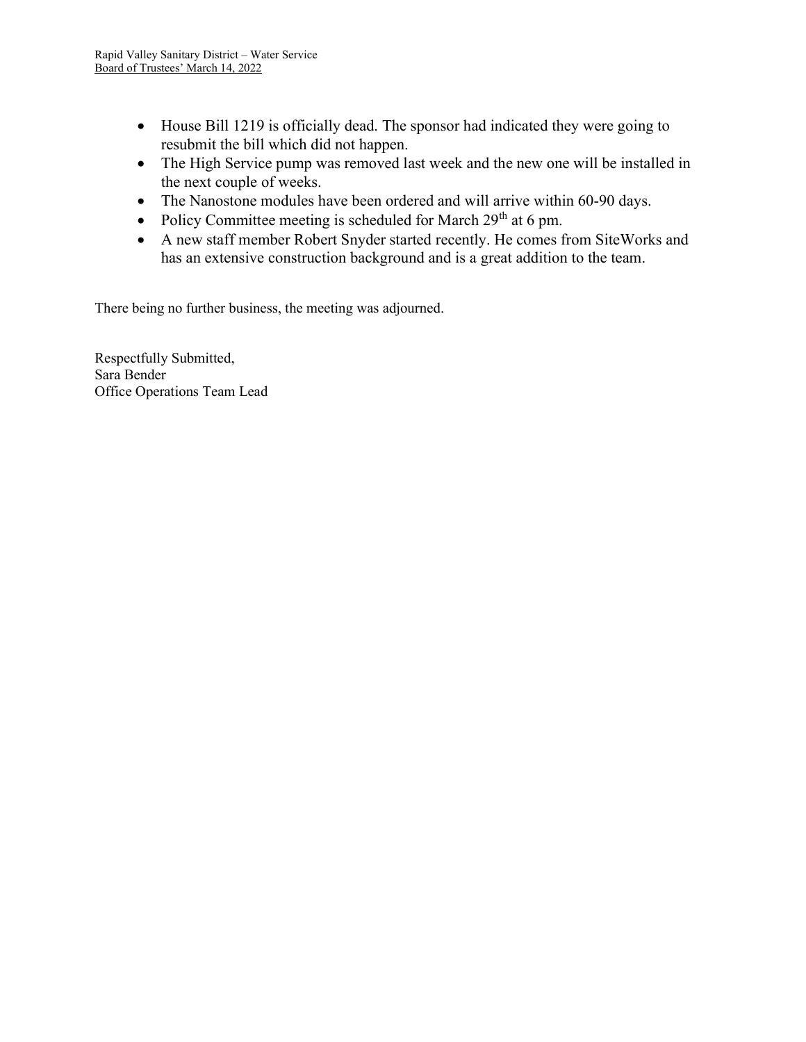- House Bill 1219 is officially dead. The sponsor had indicated they were going to resubmit the bill which did not happen.
- The High Service pump was removed last week and the new one will be installed in the next couple of weeks.
- The Nanostone modules have been ordered and will arrive within 60-90 days.
- Policy Committee meeting is scheduled for March 29th at 6 pm.
- A new staff member Robert Snyder started recently. He comes from SiteWorks and has an extensive construction background and is a great addition to the team.

There being no further business, the meeting was adjourned.

Respectfully Submitted,
Sara Bender
Office Operations Team Lead